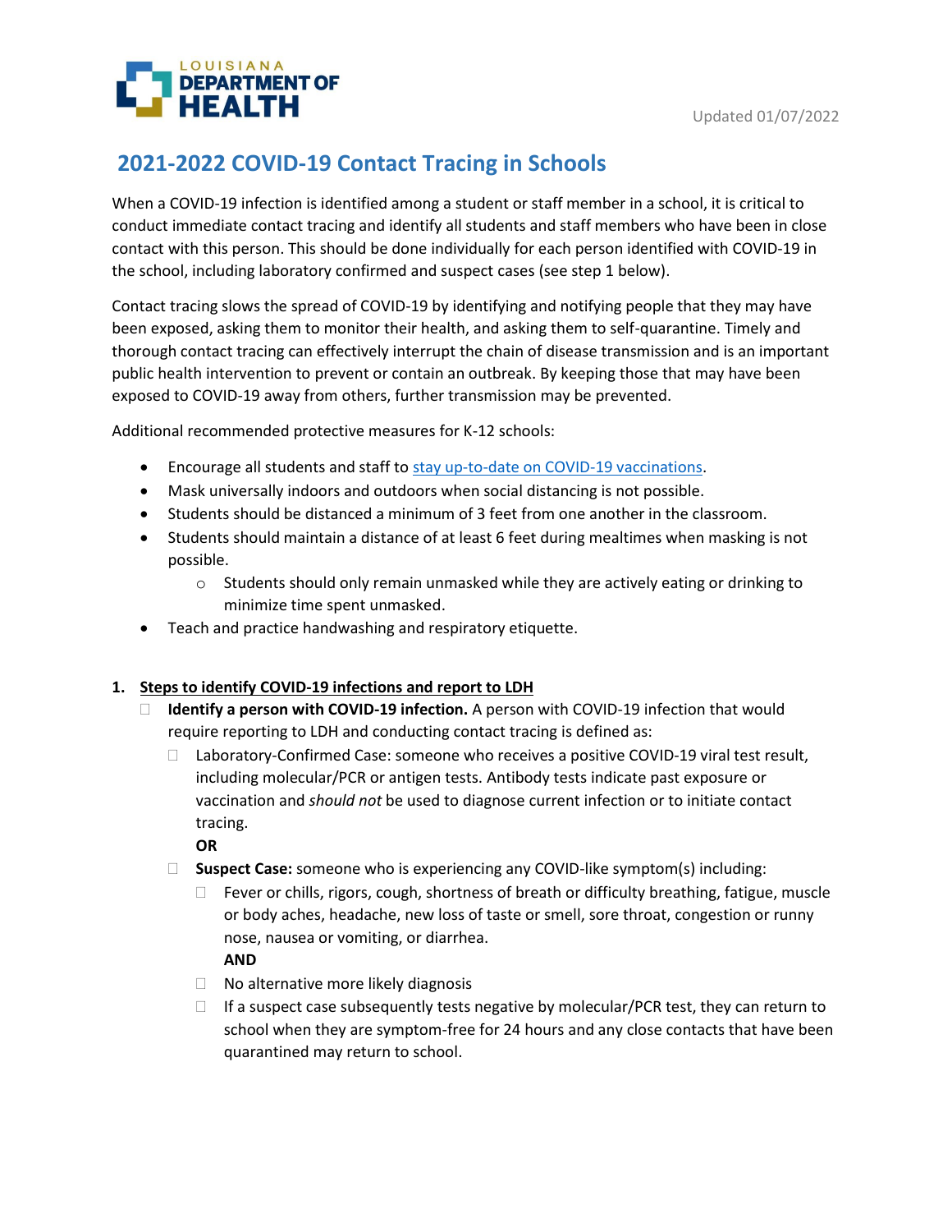Louisiana Department of Health

Updated 01/07/2022

# 2021-2022 COVID-19 Contact Tracing in Schools

When a COVID-19 infection is identified among a student or staff member in a school, it is critical to conduct immediate contact tracing and identify all students and staff members who have been in close contact with this person. This should be done individually for each person identified with COVID-19 in the school, including laboratory confirmed and suspect cases (see step 1 below).

Contact tracing slows the spread of COVID-19 by identifying and notifying people that they may have been exposed, asking them to monitor their health, and asking them to self-quarantine. Timely and thorough contact tracing can effectively interrupt the chain of disease transmission and is an important public health intervention to prevent or contain an outbreak. By keeping those that may have been exposed to COVID-19 away from others, further transmission may be prevented.

Additional recommended protective measures for K-12 schools:

- Encourage all students and staff to stay up-to-date on COVID-19 vaccinations.
- Mask universally indoors and outdoors when social distancing is not possible.
- Students should be distanced a minimum of 3 feet from one another in the classroom.
- Students should maintain a distance of at least 6 feet during mealtimes when masking is not possible.
    - Students should only remain unmasked while they are actively eating or drinking to minimize time spent unmasked.
- Teach and practice handwashing and respiratory etiquette.

1. **Steps to identify COVID-19 infections and report to LDH**
    - **Identify a person with COVID-19 infection.** A person with COVID-19 infection that would require reporting to LDH and conducting contact tracing is defined as:
        - Laboratory-Confirmed Case: someone who receives a positive COVID-19 viral test result, including molecular/PCR or antigen tests. Antibody tests indicate past exposure or vaccination and *should not* be used to diagnose current infection or to initiate contact tracing.
          **OR**
        - **Suspect Case:** someone who is experiencing any COVID-like symptom(s) including:
            - Fever or chills, rigors, cough, shortness of breath or difficulty breathing, fatigue, muscle or body aches, headache, new loss of taste or smell, sore throat, congestion or runny nose, nausea or vomiting, or diarrhea.
              **AND**
            - No alternative more likely diagnosis
            - If a suspect case subsequently tests negative by molecular/PCR test, they can return to school when they are symptom-free for 24 hours and any close contacts that have been quarantined may return to school.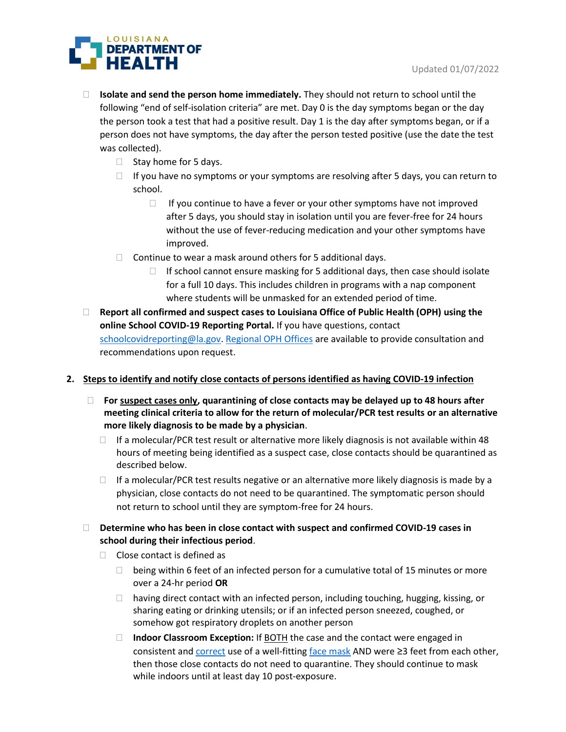- **Isolate and send the person home immediately.** They should not return to school until the following "end of self-isolation criteria" are met. Day 0 is the day symptoms began or the day the person took a test that had a positive result. Day 1 is the day after symptoms began, or if a person does not have symptoms, the day after the person tested positive (use the date the test was collected).
  - Stay home for 5 days.
  - If you have no symptoms or your symptoms are resolving after 5 days, you can return to school.
    - If you continue to have a fever or your other symptoms have not improved after 5 days, you should stay in isolation until you are fever-free for 24 hours without the use of fever-reducing medication and your other symptoms have improved.
  - Continue to wear a mask around others for 5 additional days.
    - If school cannot ensure masking for 5 additional days, then case should isolate for a full 10 days. This includes children in programs with a nap component where students will be unmasked for an extended period of time.
- **Report all confirmed and suspect cases to Louisiana Office of Public Health (OPH) using the online School COVID-19 Reporting Portal.** If you have questions, contact schoolcovidreporting@la.gov. Regional OPH Offices are available to provide consultation and recommendations upon request.

## 2. Steps to identify and notify close contacts of persons identified as having COVID-19 infection

- **For suspect cases only, quarantining of close contacts may be delayed up to 48 hours after meeting clinical criteria to allow for the return of molecular/PCR test results or an alternative more likely diagnosis to be made by a physician**.
  - If a molecular/PCR test result or alternative more likely diagnosis is not available within 48 hours of meeting being identified as a suspect case, close contacts should be quarantined as described below.
  - If a molecular/PCR test results negative or an alternative more likely diagnosis is made by a physician, close contacts do not need to be quarantined. The symptomatic person should not return to school until they are symptom-free for 24 hours.
- **Determine who has been in close contact with suspect and confirmed COVID-19 cases in school during their infectious period**.
  - Close contact is defined as
    - being within 6 feet of an infected person for a cumulative total of 15 minutes or more over a 24-hr period **OR**
    - having direct contact with an infected person, including touching, hugging, kissing, or sharing eating or drinking utensils; or if an infected person sneezed, coughed, or somehow got respiratory droplets on another person
    - **Indoor Classroom Exception:** If BOTH the case and the contact were engaged in consistent and correct use of a well-fitting face mask AND were ≥3 feet from each other, then those close contacts do not need to quarantine. They should continue to mask while indoors until at least day 10 post-exposure.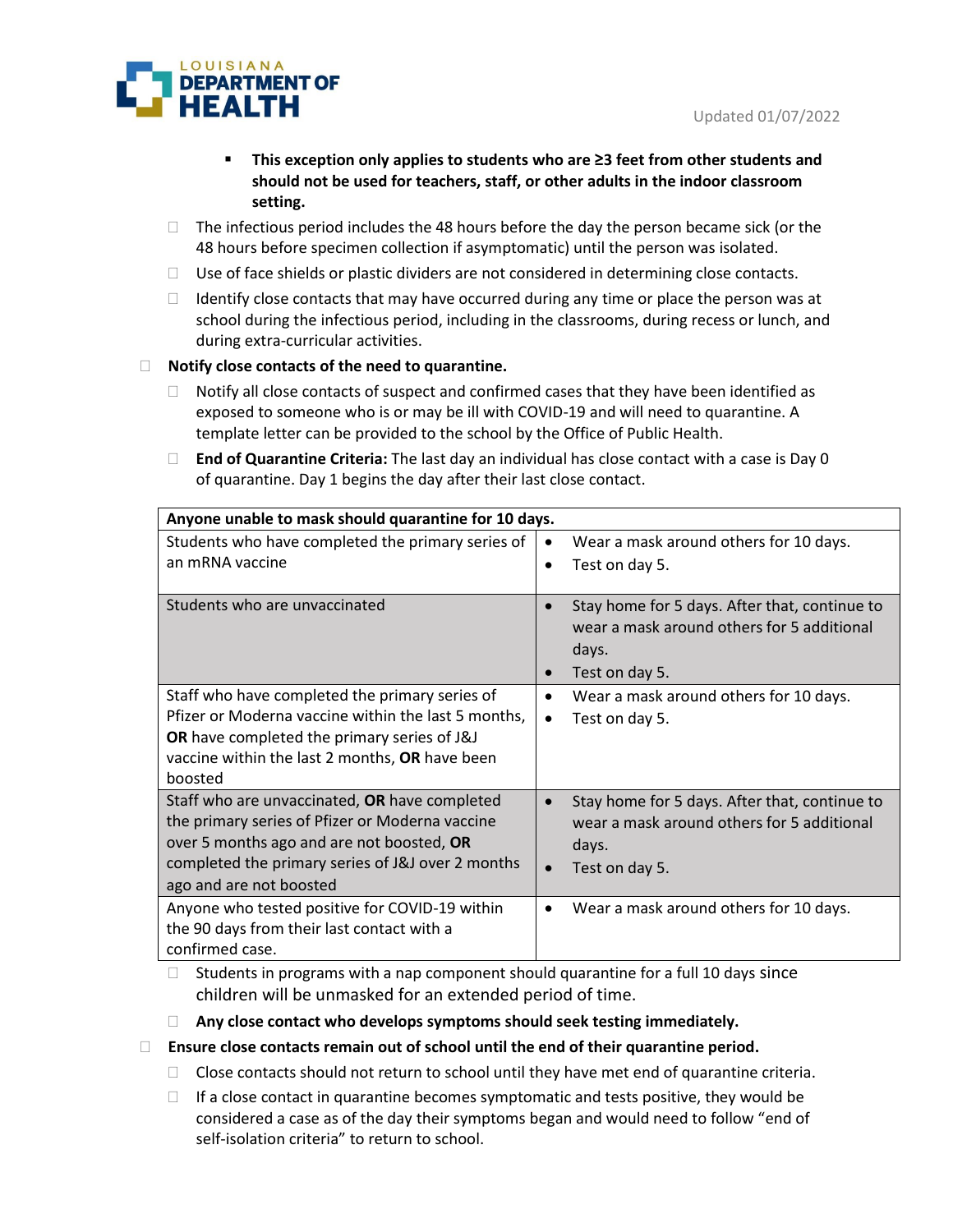- **This exception only applies to students who are ≥3 feet from other students and should not be used for teachers, staff, or other adults in the indoor classroom setting.**
  - The infectious period includes the 48 hours before the day the person became sick (or the 48 hours before specimen collection if asymptomatic) until the person was isolated.
  - Use of face shields or plastic dividers are not considered in determining close contacts.
  - Identify close contacts that may have occurred during any time or place the person was at school during the infectious period, including in the classrooms, during recess or lunch, and during extra-curricular activities.
- **Notify close contacts of the need to quarantine.**
  - Notify all close contacts of suspect and confirmed cases that they have been identified as exposed to someone who is or may be ill with COVID-19 and will need to quarantine. A template letter can be provided to the school by the Office of Public Health.
  - **End of Quarantine Criteria:** The last day an individual has close contact with a case is Day 0 of quarantine. Day 1 begins the day after their last close contact.

| Anyone unable to mask should quarantine for 10 days. | |
|---|---|
| Students who have completed the primary series of an mRNA vaccine | • Wear a mask around others for 10 days.<br>• Test on day 5. |
| Students who are unvaccinated | • Stay home for 5 days. After that, continue to wear a mask around others for 5 additional days.<br>• Test on day 5. |
| Staff who have completed the primary series of Pfizer or Moderna vaccine within the last 5 months, **OR** have completed the primary series of J&J vaccine within the last 2 months, **OR** have been boosted | • Wear a mask around others for 10 days.<br>• Test on day 5. |
| Staff who are unvaccinated, **OR** have completed the primary series of Pfizer or Moderna vaccine over 5 months ago and are not boosted, **OR** completed the primary series of J&J over 2 months ago and are not boosted | • Stay home for 5 days. After that, continue to wear a mask around others for 5 additional days.<br>• Test on day 5. |
| Anyone who tested positive for COVID-19 within the 90 days from their last contact with a confirmed case. | • Wear a mask around others for 10 days. |

  - Students in programs with a nap component should quarantine for a full 10 days since children will be unmasked for an extended period of time.
  - **Any close contact who develops symptoms should seek testing immediately.**
- **Ensure close contacts remain out of school until the end of their quarantine period.**
  - Close contacts should not return to school until they have met end of quarantine criteria.
  - If a close contact in quarantine becomes symptomatic and tests positive, they would be considered a case as of the day their symptoms began and would need to follow "end of self-isolation criteria" to return to school.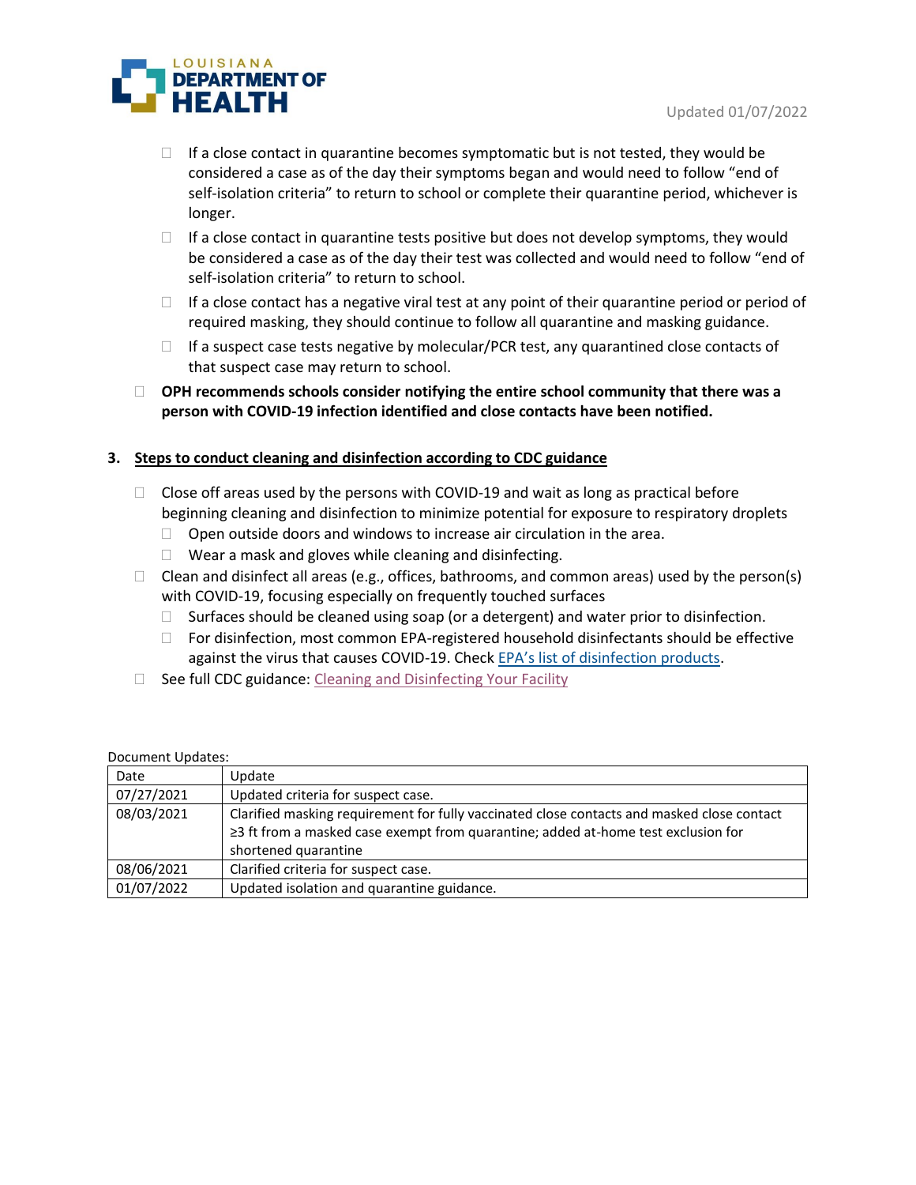- If a close contact in quarantine becomes symptomatic but is not tested, they would be considered a case as of the day their symptoms began and would need to follow "end of self-isolation criteria" to return to school or complete their quarantine period, whichever is longer.
- If a close contact in quarantine tests positive but does not develop symptoms, they would be considered a case as of the day their test was collected and would need to follow "end of self-isolation criteria" to return to school.
- If a close contact has a negative viral test at any point of their quarantine period or period of required masking, they should continue to follow all quarantine and masking guidance.
- If a suspect case tests negative by molecular/PCR test, any quarantined close contacts of that suspect case may return to school.

- **OPH recommends schools consider notifying the entire school community that there was a person with COVID-19 infection identified and close contacts have been notified.**

**3. <u>Steps to conduct cleaning and disinfection according to CDC guidance</u>**

- Close off areas used by the persons with COVID-19 and wait as long as practical before beginning cleaning and disinfection to minimize potential for exposure to respiratory droplets
  - Open outside doors and windows to increase air circulation in the area.
  - Wear a mask and gloves while cleaning and disinfecting.
- Clean and disinfect all areas (e.g., offices, bathrooms, and common areas) used by the person(s) with COVID-19, focusing especially on frequently touched surfaces
  - Surfaces should be cleaned using soap (or a detergent) and water prior to disinfection.
  - For disinfection, most common EPA-registered household disinfectants should be effective against the virus that causes COVID-19. Check [EPA's list of disinfection products](#).
- See full CDC guidance: [Cleaning and Disinfecting Your Facility](#)

Document Updates:

| Date | Update |
|---|---|
| 07/27/2021 | Updated criteria for suspect case. |
| 08/03/2021 | Clarified masking requirement for fully vaccinated close contacts and masked close contact ≥3 ft from a masked case exempt from quarantine; added at-home test exclusion for shortened quarantine |
| 08/06/2021 | Clarified criteria for suspect case. |
| 01/07/2022 | Updated isolation and quarantine guidance. |